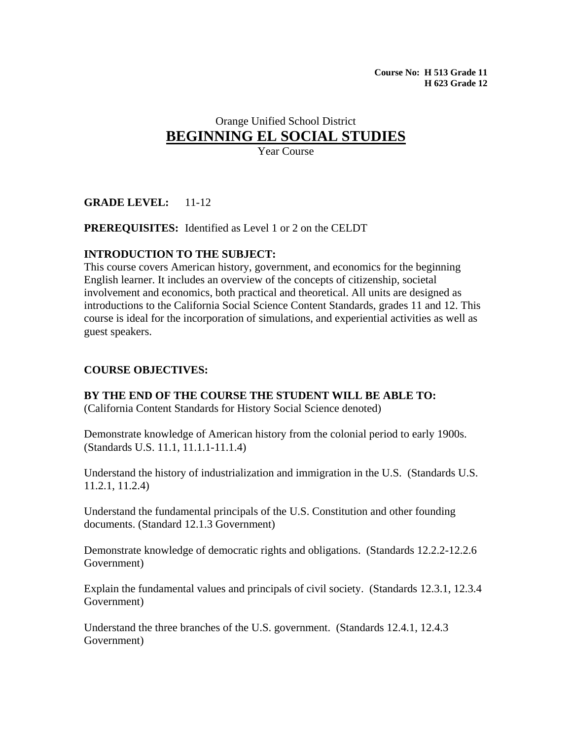**Course No: H 513 Grade 11**
**H 623 Grade 12**

Orange Unified School District

# BEGINNING EL SOCIAL STUDIES

Year Course

**GRADE LEVEL:** 11-12

**PREREQUISITES:** Identified as Level 1 or 2 on the CELDT

**INTRODUCTION TO THE SUBJECT:**
This course covers American history, government, and economics for the beginning English learner. It includes an overview of the concepts of citizenship, societal involvement and economics, both practical and theoretical. All units are designed as introductions to the California Social Science Content Standards, grades 11 and 12. This course is ideal for the incorporation of simulations, and experiential activities as well as guest speakers.

**COURSE OBJECTIVES:**

**BY THE END OF THE COURSE THE STUDENT WILL BE ABLE TO:**
(California Content Standards for History Social Science denoted)

Demonstrate knowledge of American history from the colonial period to early 1900s. (Standards U.S. 11.1, 11.1.1-11.1.4)

Understand the history of industrialization and immigration in the U.S. (Standards U.S. 11.2.1, 11.2.4)

Understand the fundamental principals of the U.S. Constitution and other founding documents. (Standard 12.1.3 Government)

Demonstrate knowledge of democratic rights and obligations. (Standards 12.2.2-12.2.6 Government)

Explain the fundamental values and principals of civil society. (Standards 12.3.1, 12.3.4 Government)

Understand the three branches of the U.S. government. (Standards 12.4.1, 12.4.3 Government)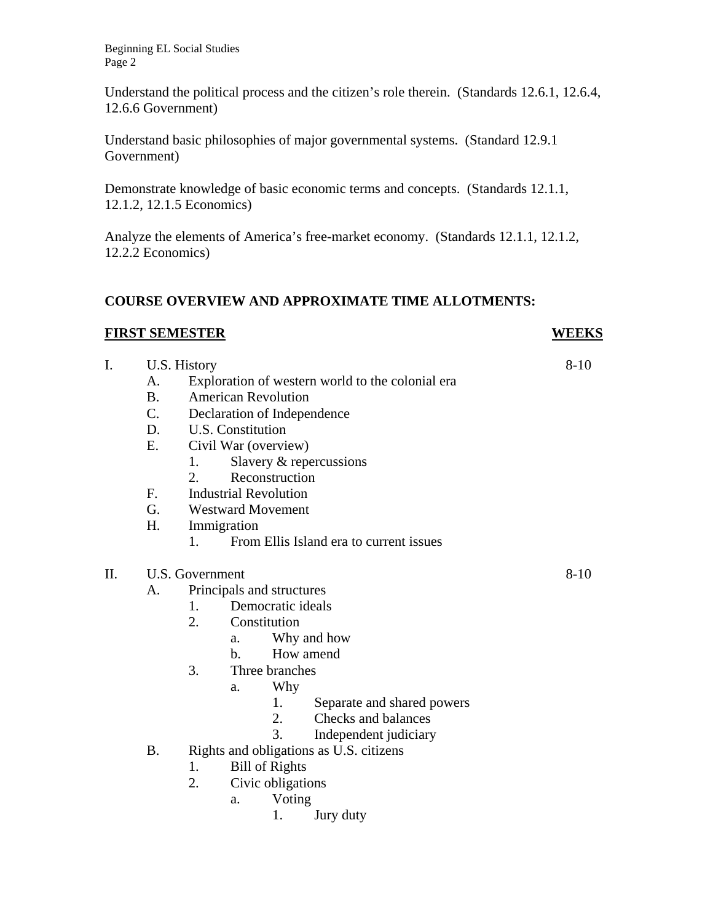Understand the political process and the citizen's role therein. (Standards 12.6.1, 12.6.4, 12.6.6 Government)

Understand basic philosophies of major governmental systems. (Standard 12.9.1 Government)

Demonstrate knowledge of basic economic terms and concepts. (Standards 12.1.1, 12.1.2, 12.1.5 Economics)

Analyze the elements of America's free-market economy. (Standards 12.1.1, 12.1.2, 12.2.2 Economics)

## COURSE OVERVIEW AND APPROXIMATE TIME ALLOTMENTS:

| **FIRST SEMESTER** | **WEEKS** |
|---|---|
| I. U.S. History | 8-10 |
| II. U.S. Government | 8-10 |

I. U.S. History — 8-10

- A. Exploration of western world to the colonial era
- B. American Revolution
- C. Declaration of Independence
- D. U.S. Constitution
- E. Civil War (overview)
  - 1. Slavery & repercussions
  - 2. Reconstruction
- F. Industrial Revolution
- G. Westward Movement
- H. Immigration
  - 1. From Ellis Island era to current issues

II. U.S. Government — 8-10

- A. Principals and structures
  - 1. Democratic ideals
  - 2. Constitution
    - a. Why and how
    - b. How amend
  - 3. Three branches
    - a. Why
      - 1. Separate and shared powers
      - 2. Checks and balances
      - 3. Independent judiciary
- B. Rights and obligations as U.S. citizens
  - 1. Bill of Rights
  - 2. Civic obligations
    - a. Voting
      - 1. Jury duty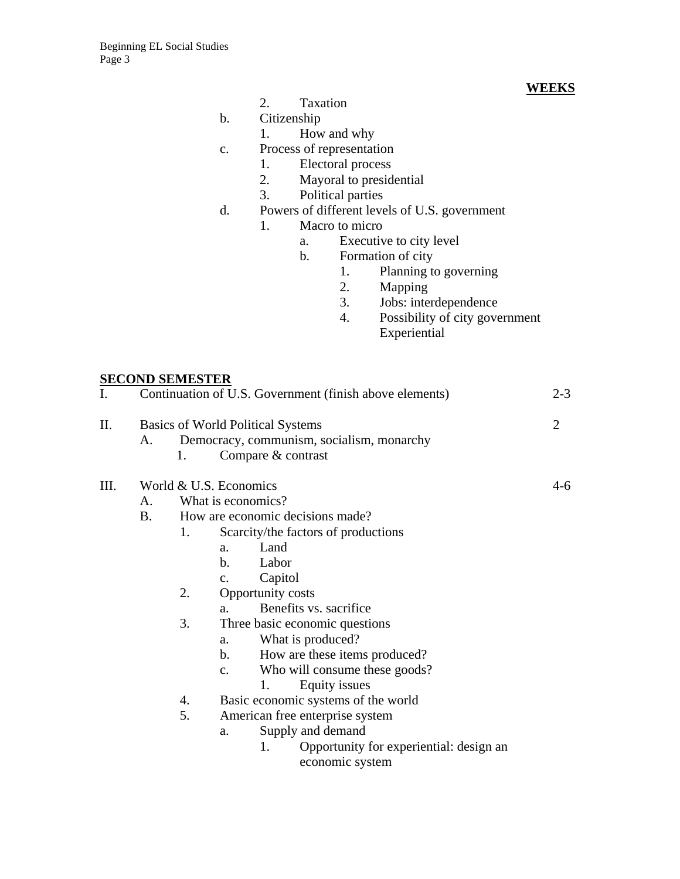**WEEKS**

- 2. Taxation
- b. Citizenship
  - 1. How and why
- c. Process of representation
  - 1. Electoral process
  - 2. Mayoral to presidential
  - 3. Political parties
- d. Powers of different levels of U.S. government
  - 1. Macro to micro
    - a. Executive to city level
    - b. Formation of city
      - 1. Planning to governing
      - 2. Mapping
      - 3. Jobs: interdependence
      - 4. Possibility of city government Experiential

## SECOND SEMESTER

I. Continuation of U.S. Government (finish above elements) — 2-3

II. Basics of World Political Systems — 2
- A. Democracy, communism, socialism, monarchy
  - 1. Compare & contrast

III. World & U.S. Economics — 4-6
- A. What is economics?
- B. How are economic decisions made?
  - 1. Scarcity/the factors of productions
    - a. Land
    - b. Labor
    - c. Capitol
  - 2. Opportunity costs
    - a. Benefits vs. sacrifice
  - 3. Three basic economic questions
    - a. What is produced?
    - b. How are these items produced?
    - c. Who will consume these goods?
      - 1. Equity issues
  - 4. Basic economic systems of the world
  - 5. American free enterprise system
    - a. Supply and demand
      - 1. Opportunity for experiential: design an economic system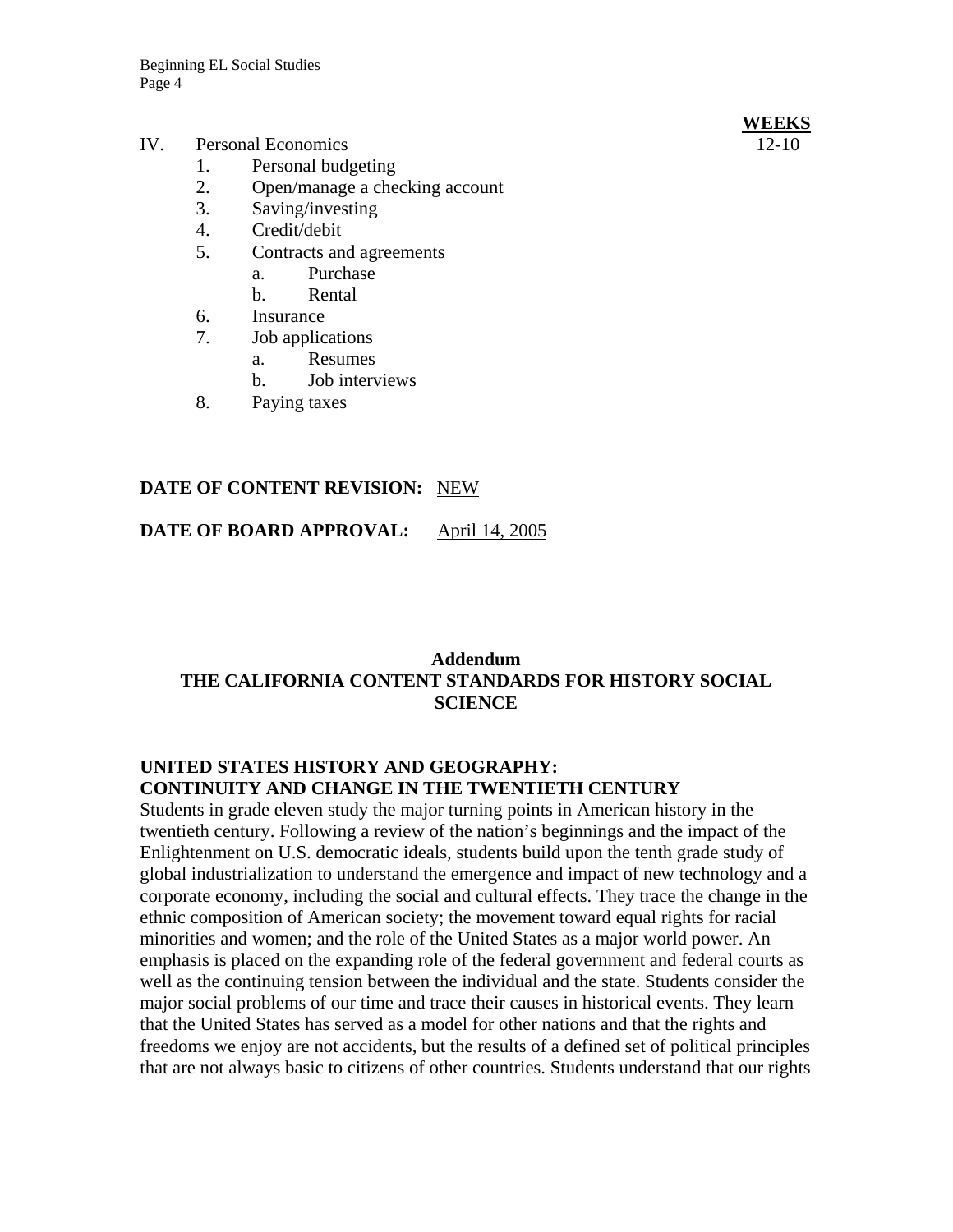**WEEKS**

IV. Personal Economics 12-10

1. Personal budgeting
2. Open/manage a checking account
3. Saving/investing
4. Credit/debit
5. Contracts and agreements
    a. Purchase
    b. Rental
6. Insurance
7. Job applications
    a. Resumes
    b. Job interviews
8. Paying taxes

**DATE OF CONTENT REVISION:** NEW

**DATE OF BOARD APPROVAL:** April 14, 2005

**Addendum**
**THE CALIFORNIA CONTENT STANDARDS FOR HISTORY SOCIAL SCIENCE**

**UNITED STATES HISTORY AND GEOGRAPHY: CONTINUITY AND CHANGE IN THE TWENTIETH CENTURY**

Students in grade eleven study the major turning points in American history in the twentieth century. Following a review of the nation's beginnings and the impact of the Enlightenment on U.S. democratic ideals, students build upon the tenth grade study of global industrialization to understand the emergence and impact of new technology and a corporate economy, including the social and cultural effects. They trace the change in the ethnic composition of American society; the movement toward equal rights for racial minorities and women; and the role of the United States as a major world power. An emphasis is placed on the expanding role of the federal government and federal courts as well as the continuing tension between the individual and the state. Students consider the major social problems of our time and trace their causes in historical events. They learn that the United States has served as a model for other nations and that the rights and freedoms we enjoy are not accidents, but the results of a defined set of political principles that are not always basic to citizens of other countries. Students understand that our rights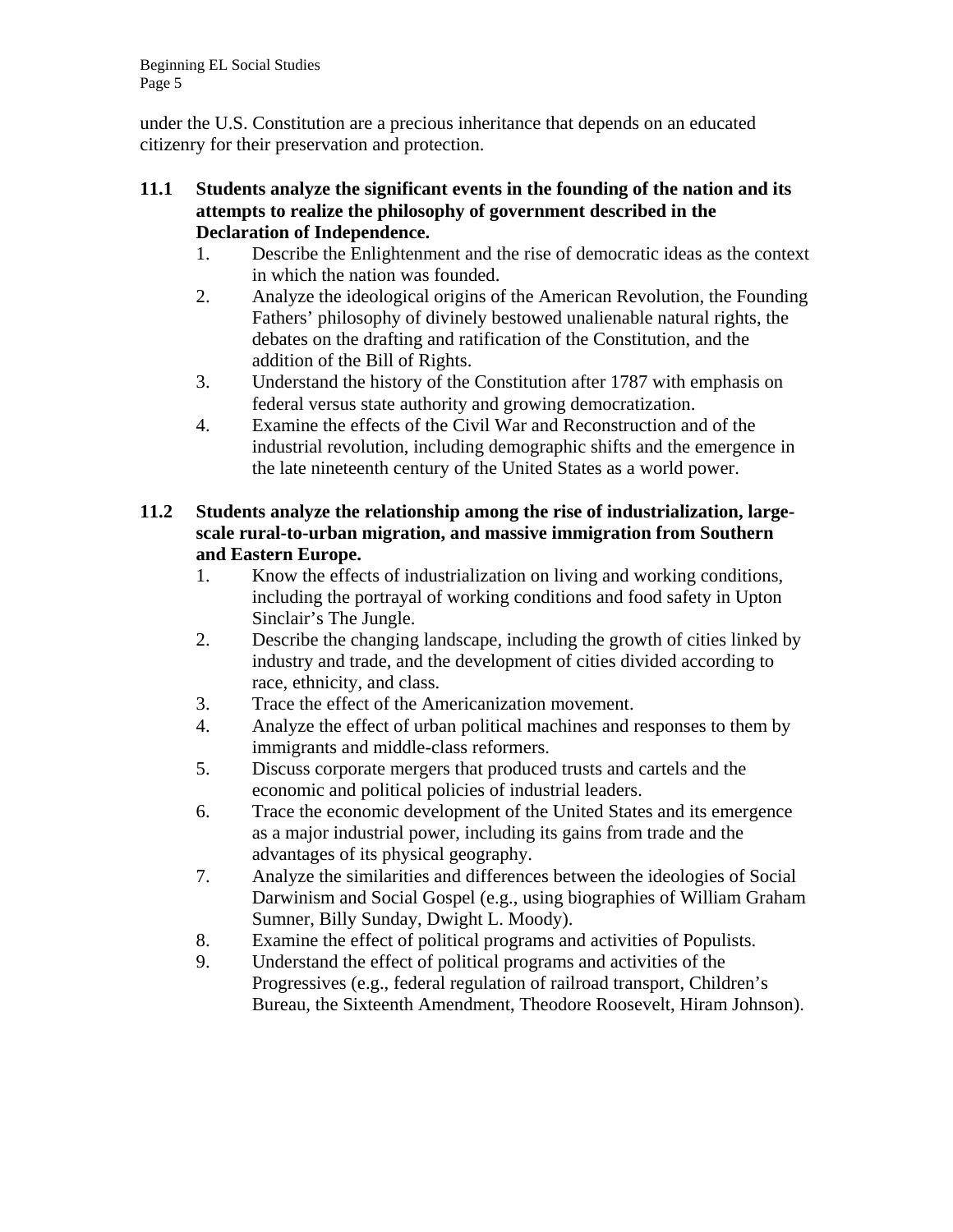under the U.S. Constitution are a precious inheritance that depends on an educated citizenry for their preservation and protection.

**11.1 Students analyze the significant events in the founding of the nation and its attempts to realize the philosophy of government described in the Declaration of Independence.**

1. Describe the Enlightenment and the rise of democratic ideas as the context in which the nation was founded.
2. Analyze the ideological origins of the American Revolution, the Founding Fathers' philosophy of divinely bestowed unalienable natural rights, the debates on the drafting and ratification of the Constitution, and the addition of the Bill of Rights.
3. Understand the history of the Constitution after 1787 with emphasis on federal versus state authority and growing democratization.
4. Examine the effects of the Civil War and Reconstruction and of the industrial revolution, including demographic shifts and the emergence in the late nineteenth century of the United States as a world power.

**11.2 Students analyze the relationship among the rise of industrialization, large-scale rural-to-urban migration, and massive immigration from Southern and Eastern Europe.**

1. Know the effects of industrialization on living and working conditions, including the portrayal of working conditions and food safety in Upton Sinclair's The Jungle.
2. Describe the changing landscape, including the growth of cities linked by industry and trade, and the development of cities divided according to race, ethnicity, and class.
3. Trace the effect of the Americanization movement.
4. Analyze the effect of urban political machines and responses to them by immigrants and middle-class reformers.
5. Discuss corporate mergers that produced trusts and cartels and the economic and political policies of industrial leaders.
6. Trace the economic development of the United States and its emergence as a major industrial power, including its gains from trade and the advantages of its physical geography.
7. Analyze the similarities and differences between the ideologies of Social Darwinism and Social Gospel (e.g., using biographies of William Graham Sumner, Billy Sunday, Dwight L. Moody).
8. Examine the effect of political programs and activities of Populists.
9. Understand the effect of political programs and activities of the Progressives (e.g., federal regulation of railroad transport, Children's Bureau, the Sixteenth Amendment, Theodore Roosevelt, Hiram Johnson).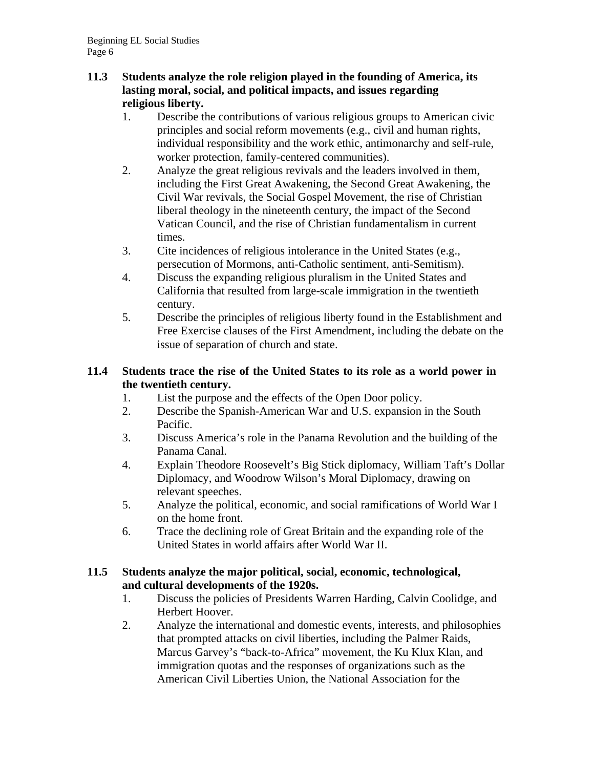**11.3 Students analyze the role religion played in the founding of America, its lasting moral, social, and political impacts, and issues regarding religious liberty.**

1. Describe the contributions of various religious groups to American civic principles and social reform movements (e.g., civil and human rights, individual responsibility and the work ethic, antimonarchy and self-rule, worker protection, family-centered communities).
2. Analyze the great religious revivals and the leaders involved in them, including the First Great Awakening, the Second Great Awakening, the Civil War revivals, the Social Gospel Movement, the rise of Christian liberal theology in the nineteenth century, the impact of the Second Vatican Council, and the rise of Christian fundamentalism in current times.
3. Cite incidences of religious intolerance in the United States (e.g., persecution of Mormons, anti-Catholic sentiment, anti-Semitism).
4. Discuss the expanding religious pluralism in the United States and California that resulted from large-scale immigration in the twentieth century.
5. Describe the principles of religious liberty found in the Establishment and Free Exercise clauses of the First Amendment, including the debate on the issue of separation of church and state.

**11.4 Students trace the rise of the United States to its role as a world power in the twentieth century.**

1. List the purpose and the effects of the Open Door policy.
2. Describe the Spanish-American War and U.S. expansion in the South Pacific.
3. Discuss America's role in the Panama Revolution and the building of the Panama Canal.
4. Explain Theodore Roosevelt's Big Stick diplomacy, William Taft's Dollar Diplomacy, and Woodrow Wilson's Moral Diplomacy, drawing on relevant speeches.
5. Analyze the political, economic, and social ramifications of World War I on the home front.
6. Trace the declining role of Great Britain and the expanding role of the United States in world affairs after World War II.

**11.5 Students analyze the major political, social, economic, technological, and cultural developments of the 1920s.**

1. Discuss the policies of Presidents Warren Harding, Calvin Coolidge, and Herbert Hoover.
2. Analyze the international and domestic events, interests, and philosophies that prompted attacks on civil liberties, including the Palmer Raids, Marcus Garvey's "back-to-Africa" movement, the Ku Klux Klan, and immigration quotas and the responses of organizations such as the American Civil Liberties Union, the National Association for the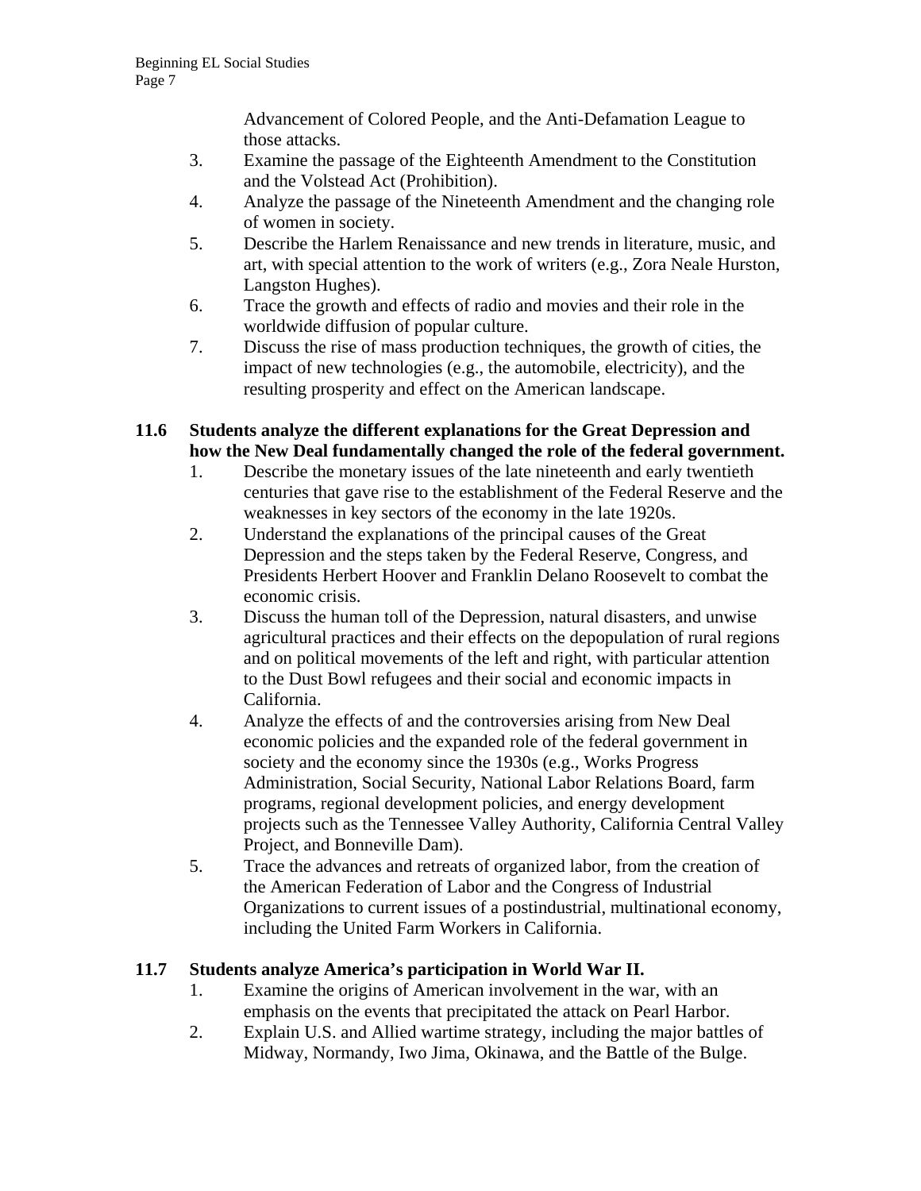Advancement of Colored People, and the Anti-Defamation League to those attacks.

3. Examine the passage of the Eighteenth Amendment to the Constitution and the Volstead Act (Prohibition).
4. Analyze the passage of the Nineteenth Amendment and the changing role of women in society.
5. Describe the Harlem Renaissance and new trends in literature, music, and art, with special attention to the work of writers (e.g., Zora Neale Hurston, Langston Hughes).
6. Trace the growth and effects of radio and movies and their role in the worldwide diffusion of popular culture.
7. Discuss the rise of mass production techniques, the growth of cities, the impact of new technologies (e.g., the automobile, electricity), and the resulting prosperity and effect on the American landscape.

**11.6 Students analyze the different explanations for the Great Depression and how the New Deal fundamentally changed the role of the federal government.**

1. Describe the monetary issues of the late nineteenth and early twentieth centuries that gave rise to the establishment of the Federal Reserve and the weaknesses in key sectors of the economy in the late 1920s.
2. Understand the explanations of the principal causes of the Great Depression and the steps taken by the Federal Reserve, Congress, and Presidents Herbert Hoover and Franklin Delano Roosevelt to combat the economic crisis.
3. Discuss the human toll of the Depression, natural disasters, and unwise agricultural practices and their effects on the depopulation of rural regions and on political movements of the left and right, with particular attention to the Dust Bowl refugees and their social and economic impacts in California.
4. Analyze the effects of and the controversies arising from New Deal economic policies and the expanded role of the federal government in society and the economy since the 1930s (e.g., Works Progress Administration, Social Security, National Labor Relations Board, farm programs, regional development policies, and energy development projects such as the Tennessee Valley Authority, California Central Valley Project, and Bonneville Dam).
5. Trace the advances and retreats of organized labor, from the creation of the American Federation of Labor and the Congress of Industrial Organizations to current issues of a postindustrial, multinational economy, including the United Farm Workers in California.

**11.7 Students analyze America's participation in World War II.**

1. Examine the origins of American involvement in the war, with an emphasis on the events that precipitated the attack on Pearl Harbor.
2. Explain U.S. and Allied wartime strategy, including the major battles of Midway, Normandy, Iwo Jima, Okinawa, and the Battle of the Bulge.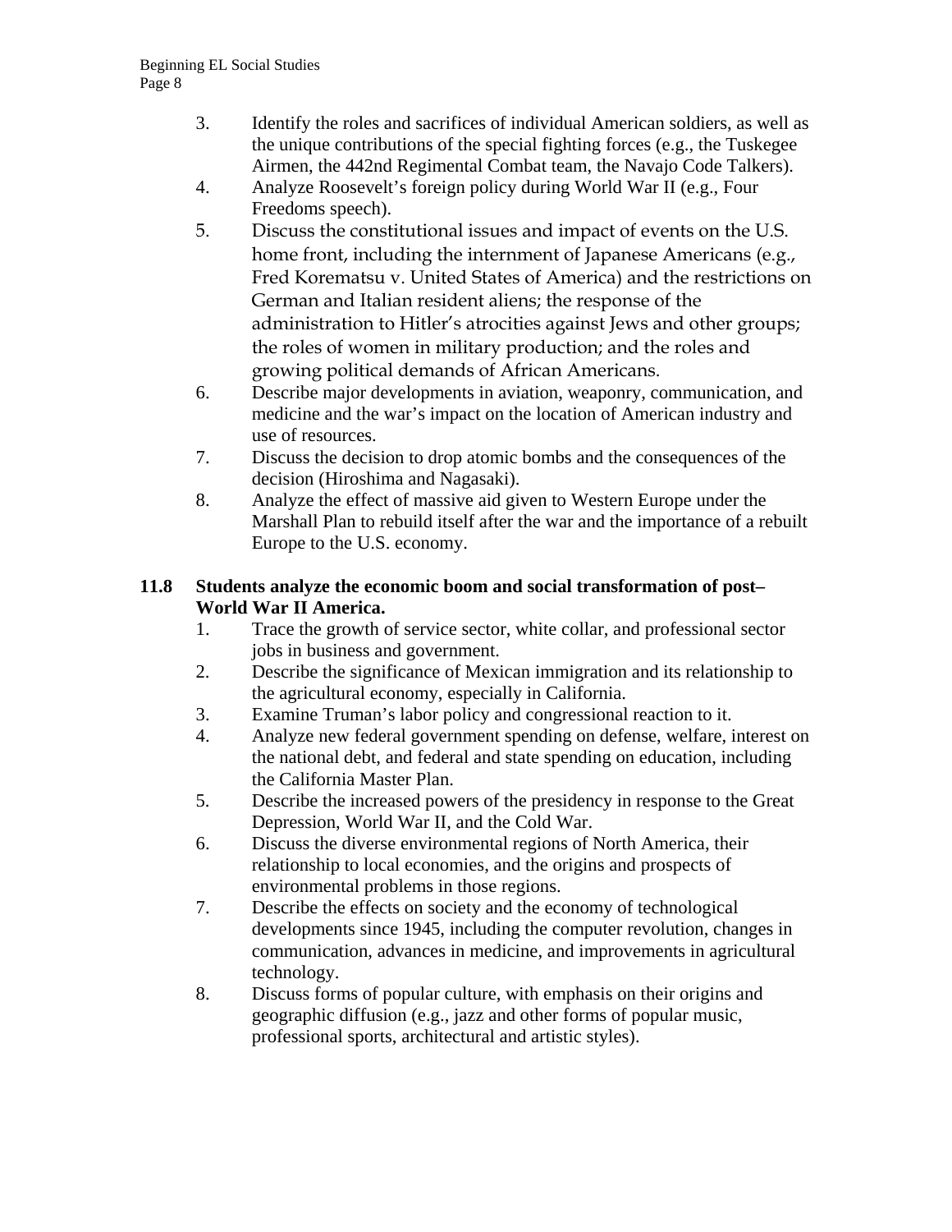3. Identify the roles and sacrifices of individual American soldiers, as well as the unique contributions of the special fighting forces (e.g., the Tuskegee Airmen, the 442nd Regimental Combat team, the Navajo Code Talkers).
4. Analyze Roosevelt's foreign policy during World War II (e.g., Four Freedoms speech).
5. Discuss the constitutional issues and impact of events on the U.S. home front, including the internment of Japanese Americans (e.g., Fred Korematsu v. United States of America) and the restrictions on German and Italian resident aliens; the response of the administration to Hitler's atrocities against Jews and other groups; the roles of women in military production; and the roles and growing political demands of African Americans.
6. Describe major developments in aviation, weaponry, communication, and medicine and the war's impact on the location of American industry and use of resources.
7. Discuss the decision to drop atomic bombs and the consequences of the decision (Hiroshima and Nagasaki).
8. Analyze the effect of massive aid given to Western Europe under the Marshall Plan to rebuild itself after the war and the importance of a rebuilt Europe to the U.S. economy.

**11.8 Students analyze the economic boom and social transformation of post–World War II America.**

1. Trace the growth of service sector, white collar, and professional sector jobs in business and government.
2. Describe the significance of Mexican immigration and its relationship to the agricultural economy, especially in California.
3. Examine Truman's labor policy and congressional reaction to it.
4. Analyze new federal government spending on defense, welfare, interest on the national debt, and federal and state spending on education, including the California Master Plan.
5. Describe the increased powers of the presidency in response to the Great Depression, World War II, and the Cold War.
6. Discuss the diverse environmental regions of North America, their relationship to local economies, and the origins and prospects of environmental problems in those regions.
7. Describe the effects on society and the economy of technological developments since 1945, including the computer revolution, changes in communication, advances in medicine, and improvements in agricultural technology.
8. Discuss forms of popular culture, with emphasis on their origins and geographic diffusion (e.g., jazz and other forms of popular music, professional sports, architectural and artistic styles).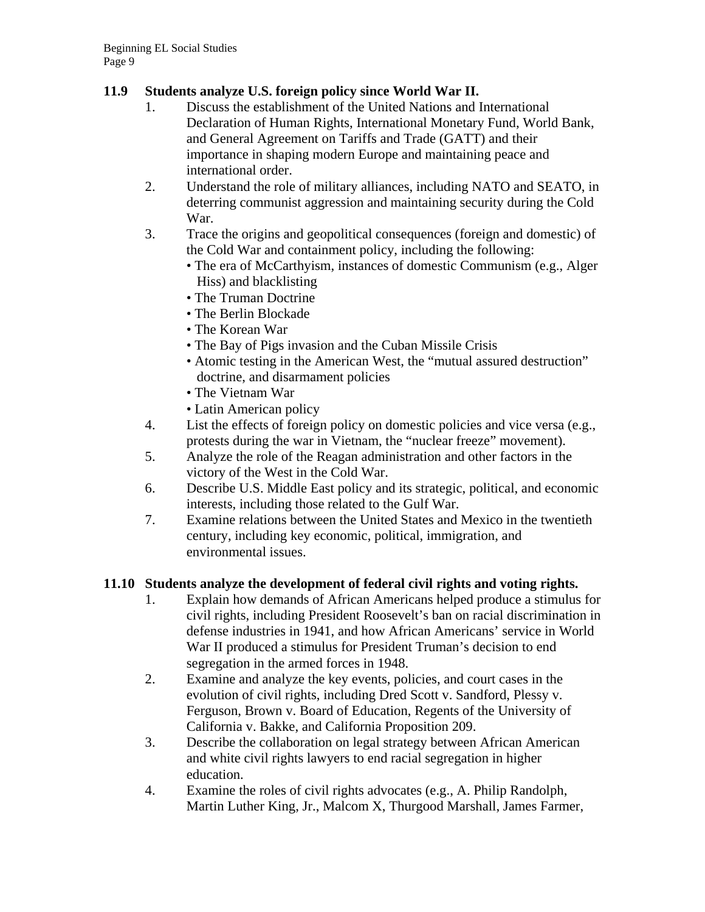**11.9 Students analyze U.S. foreign policy since World War II.**

1. Discuss the establishment of the United Nations and International Declaration of Human Rights, International Monetary Fund, World Bank, and General Agreement on Tariffs and Trade (GATT) and their importance in shaping modern Europe and maintaining peace and international order.
2. Understand the role of military alliances, including NATO and SEATO, in deterring communist aggression and maintaining security during the Cold War.
3. Trace the origins and geopolitical consequences (foreign and domestic) of the Cold War and containment policy, including the following:
   - The era of McCarthyism, instances of domestic Communism (e.g., Alger Hiss) and blacklisting
   - The Truman Doctrine
   - The Berlin Blockade
   - The Korean War
   - The Bay of Pigs invasion and the Cuban Missile Crisis
   - Atomic testing in the American West, the "mutual assured destruction" doctrine, and disarmament policies
   - The Vietnam War
   - Latin American policy
4. List the effects of foreign policy on domestic policies and vice versa (e.g., protests during the war in Vietnam, the "nuclear freeze" movement).
5. Analyze the role of the Reagan administration and other factors in the victory of the West in the Cold War.
6. Describe U.S. Middle East policy and its strategic, political, and economic interests, including those related to the Gulf War.
7. Examine relations between the United States and Mexico in the twentieth century, including key economic, political, immigration, and environmental issues.

**11.10 Students analyze the development of federal civil rights and voting rights.**

1. Explain how demands of African Americans helped produce a stimulus for civil rights, including President Roosevelt's ban on racial discrimination in defense industries in 1941, and how African Americans' service in World War II produced a stimulus for President Truman's decision to end segregation in the armed forces in 1948.
2. Examine and analyze the key events, policies, and court cases in the evolution of civil rights, including Dred Scott v. Sandford, Plessy v. Ferguson, Brown v. Board of Education, Regents of the University of California v. Bakke, and California Proposition 209.
3. Describe the collaboration on legal strategy between African American and white civil rights lawyers to end racial segregation in higher education.
4. Examine the roles of civil rights advocates (e.g., A. Philip Randolph, Martin Luther King, Jr., Malcom X, Thurgood Marshall, James Farmer,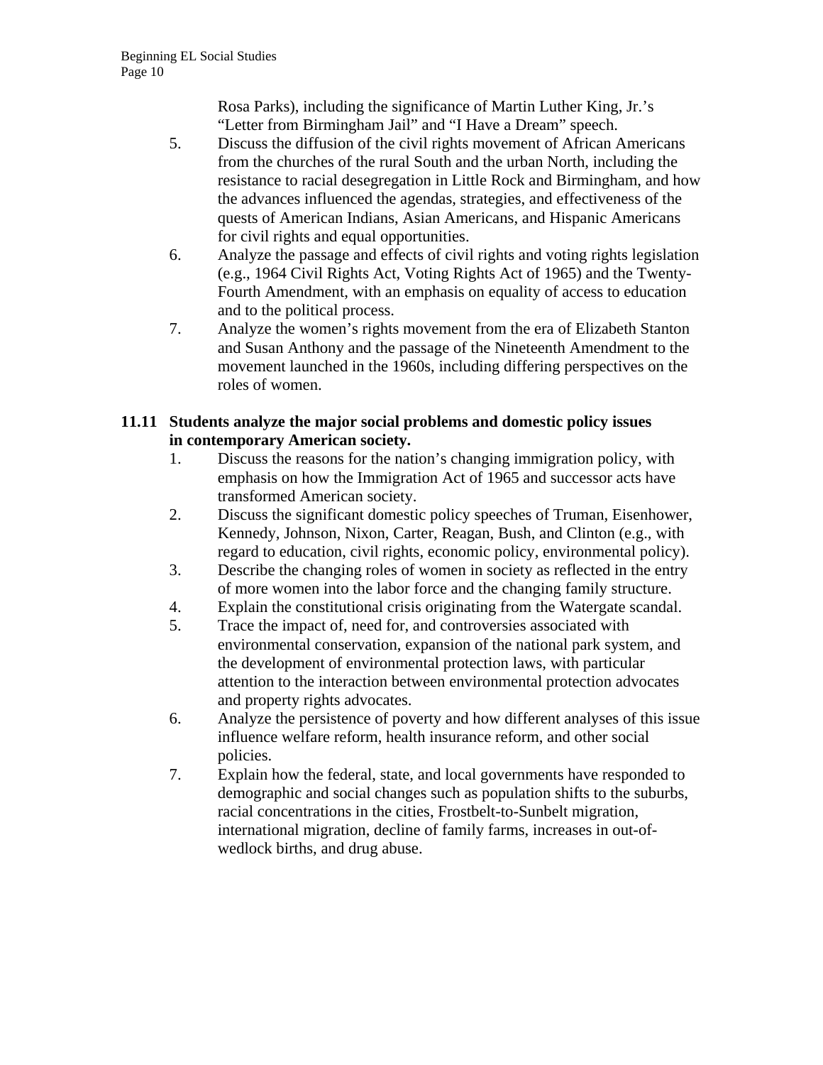Rosa Parks), including the significance of Martin Luther King, Jr.'s "Letter from Birmingham Jail" and "I Have a Dream" speech.

5. Discuss the diffusion of the civil rights movement of African Americans from the churches of the rural South and the urban North, including the resistance to racial desegregation in Little Rock and Birmingham, and how the advances influenced the agendas, strategies, and effectiveness of the quests of American Indians, Asian Americans, and Hispanic Americans for civil rights and equal opportunities.
6. Analyze the passage and effects of civil rights and voting rights legislation (e.g., 1964 Civil Rights Act, Voting Rights Act of 1965) and the Twenty-Fourth Amendment, with an emphasis on equality of access to education and to the political process.
7. Analyze the women's rights movement from the era of Elizabeth Stanton and Susan Anthony and the passage of the Nineteenth Amendment to the movement launched in the 1960s, including differing perspectives on the roles of women.

**11.11 Students analyze the major social problems and domestic policy issues in contemporary American society.**

1. Discuss the reasons for the nation's changing immigration policy, with emphasis on how the Immigration Act of 1965 and successor acts have transformed American society.
2. Discuss the significant domestic policy speeches of Truman, Eisenhower, Kennedy, Johnson, Nixon, Carter, Reagan, Bush, and Clinton (e.g., with regard to education, civil rights, economic policy, environmental policy).
3. Describe the changing roles of women in society as reflected in the entry of more women into the labor force and the changing family structure.
4. Explain the constitutional crisis originating from the Watergate scandal.
5. Trace the impact of, need for, and controversies associated with environmental conservation, expansion of the national park system, and the development of environmental protection laws, with particular attention to the interaction between environmental protection advocates and property rights advocates.
6. Analyze the persistence of poverty and how different analyses of this issue influence welfare reform, health insurance reform, and other social policies.
7. Explain how the federal, state, and local governments have responded to demographic and social changes such as population shifts to the suburbs, racial concentrations in the cities, Frostbelt-to-Sunbelt migration, international migration, decline of family farms, increases in out-of-wedlock births, and drug abuse.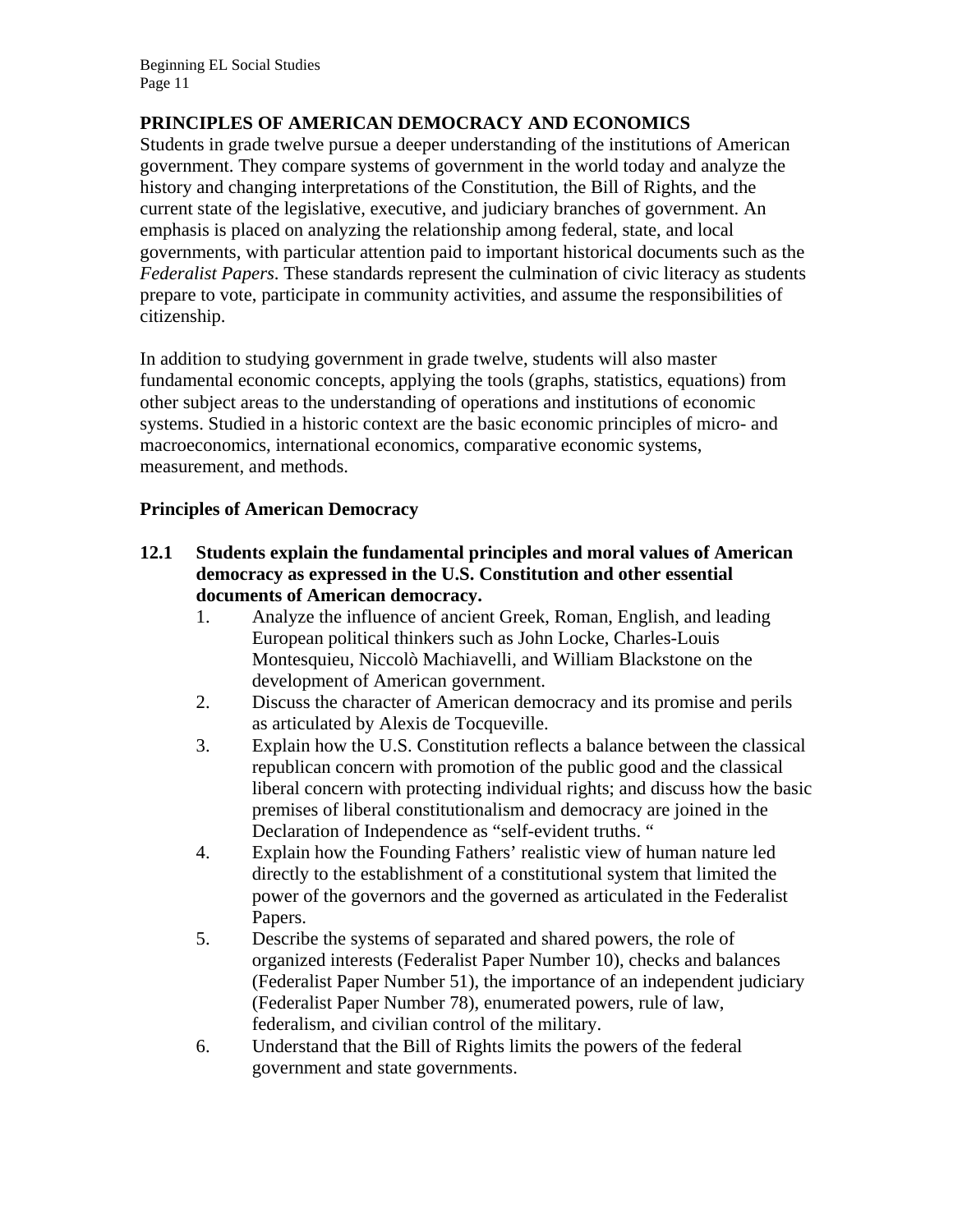## PRINCIPLES OF AMERICAN DEMOCRACY AND ECONOMICS

Students in grade twelve pursue a deeper understanding of the institutions of American government. They compare systems of government in the world today and analyze the history and changing interpretations of the Constitution, the Bill of Rights, and the current state of the legislative, executive, and judiciary branches of government. An emphasis is placed on analyzing the relationship among federal, state, and local governments, with particular attention paid to important historical documents such as the *Federalist Papers*. These standards represent the culmination of civic literacy as students prepare to vote, participate in community activities, and assume the responsibilities of citizenship.

In addition to studying government in grade twelve, students will also master fundamental economic concepts, applying the tools (graphs, statistics, equations) from other subject areas to the understanding of operations and institutions of economic systems. Studied in a historic context are the basic economic principles of micro- and macroeconomics, international economics, comparative economic systems, measurement, and methods.

### Principles of American Democracy

**12.1 Students explain the fundamental principles and moral values of American democracy as expressed in the U.S. Constitution and other essential documents of American democracy.**

1. Analyze the influence of ancient Greek, Roman, English, and leading European political thinkers such as John Locke, Charles-Louis Montesquieu, Niccolò Machiavelli, and William Blackstone on the development of American government.
2. Discuss the character of American democracy and its promise and perils as articulated by Alexis de Tocqueville.
3. Explain how the U.S. Constitution reflects a balance between the classical republican concern with promotion of the public good and the classical liberal concern with protecting individual rights; and discuss how the basic premises of liberal constitutionalism and democracy are joined in the Declaration of Independence as "self-evident truths. "
4. Explain how the Founding Fathers' realistic view of human nature led directly to the establishment of a constitutional system that limited the power of the governors and the governed as articulated in the Federalist Papers.
5. Describe the systems of separated and shared powers, the role of organized interests (Federalist Paper Number 10), checks and balances (Federalist Paper Number 51), the importance of an independent judiciary (Federalist Paper Number 78), enumerated powers, rule of law, federalism, and civilian control of the military.
6. Understand that the Bill of Rights limits the powers of the federal government and state governments.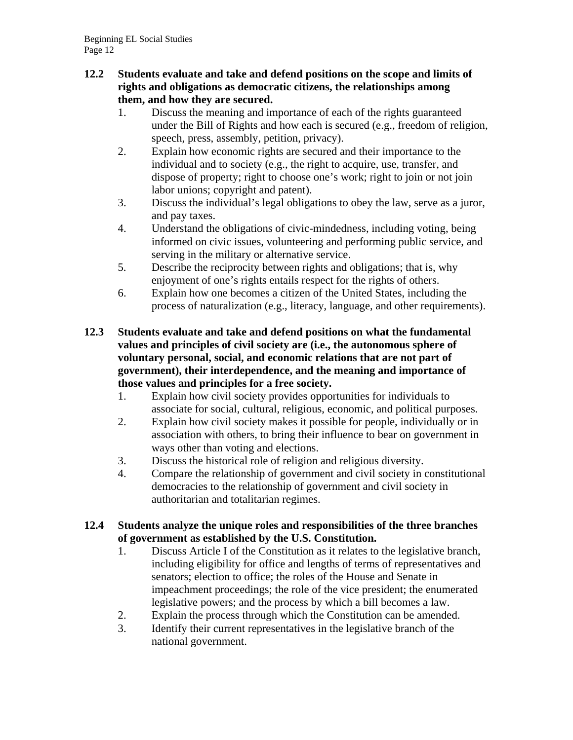**12.2 Students evaluate and take and defend positions on the scope and limits of rights and obligations as democratic citizens, the relationships among them, and how they are secured.**

1. Discuss the meaning and importance of each of the rights guaranteed under the Bill of Rights and how each is secured (e.g., freedom of religion, speech, press, assembly, petition, privacy).
2. Explain how economic rights are secured and their importance to the individual and to society (e.g., the right to acquire, use, transfer, and dispose of property; right to choose one's work; right to join or not join labor unions; copyright and patent).
3. Discuss the individual's legal obligations to obey the law, serve as a juror, and pay taxes.
4. Understand the obligations of civic-mindedness, including voting, being informed on civic issues, volunteering and performing public service, and serving in the military or alternative service.
5. Describe the reciprocity between rights and obligations; that is, why enjoyment of one's rights entails respect for the rights of others.
6. Explain how one becomes a citizen of the United States, including the process of naturalization (e.g., literacy, language, and other requirements).

**12.3 Students evaluate and take and defend positions on what the fundamental values and principles of civil society are (i.e., the autonomous sphere of voluntary personal, social, and economic relations that are not part of government), their interdependence, and the meaning and importance of those values and principles for a free society.**

1. Explain how civil society provides opportunities for individuals to associate for social, cultural, religious, economic, and political purposes.
2. Explain how civil society makes it possible for people, individually or in association with others, to bring their influence to bear on government in ways other than voting and elections.
3. Discuss the historical role of religion and religious diversity.
4. Compare the relationship of government and civil society in constitutional democracies to the relationship of government and civil society in authoritarian and totalitarian regimes.

**12.4 Students analyze the unique roles and responsibilities of the three branches of government as established by the U.S. Constitution.**

1. Discuss Article I of the Constitution as it relates to the legislative branch, including eligibility for office and lengths of terms of representatives and senators; election to office; the roles of the House and Senate in impeachment proceedings; the role of the vice president; the enumerated legislative powers; and the process by which a bill becomes a law.
2. Explain the process through which the Constitution can be amended.
3. Identify their current representatives in the legislative branch of the national government.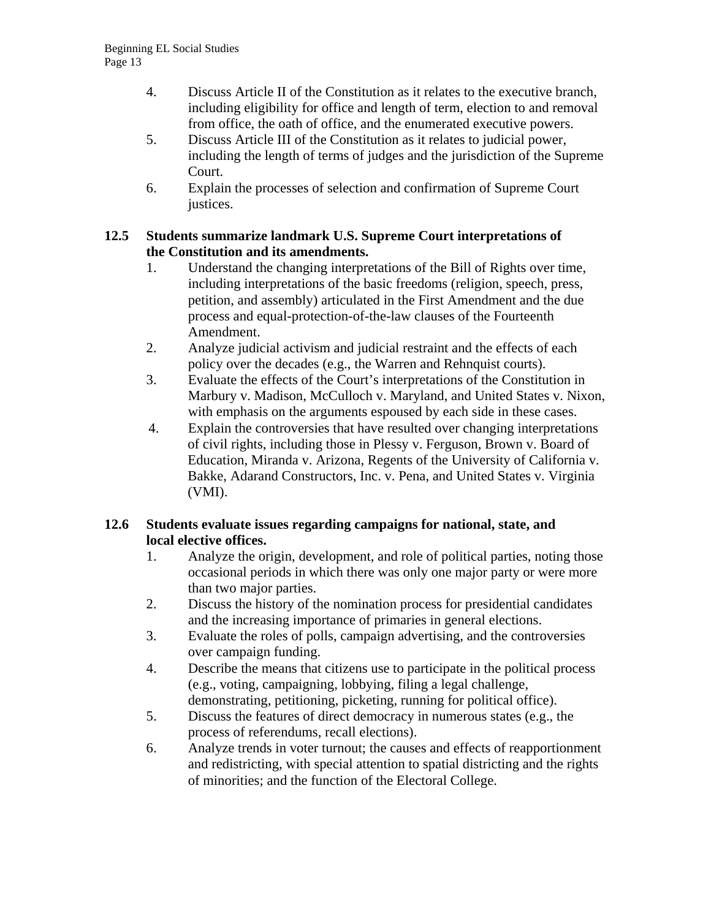4. Discuss Article II of the Constitution as it relates to the executive branch, including eligibility for office and length of term, election to and removal from office, the oath of office, and the enumerated executive powers.
5. Discuss Article III of the Constitution as it relates to judicial power, including the length of terms of judges and the jurisdiction of the Supreme Court.
6. Explain the processes of selection and confirmation of Supreme Court justices.

**12.5 Students summarize landmark U.S. Supreme Court interpretations of the Constitution and its amendments.**

1. Understand the changing interpretations of the Bill of Rights over time, including interpretations of the basic freedoms (religion, speech, press, petition, and assembly) articulated in the First Amendment and the due process and equal-protection-of-the-law clauses of the Fourteenth Amendment.
2. Analyze judicial activism and judicial restraint and the effects of each policy over the decades (e.g., the Warren and Rehnquist courts).
3. Evaluate the effects of the Court's interpretations of the Constitution in Marbury v. Madison, McCulloch v. Maryland, and United States v. Nixon, with emphasis on the arguments espoused by each side in these cases.
4. Explain the controversies that have resulted over changing interpretations of civil rights, including those in Plessy v. Ferguson, Brown v. Board of Education, Miranda v. Arizona, Regents of the University of California v. Bakke, Adarand Constructors, Inc. v. Pena, and United States v. Virginia (VMI).

**12.6 Students evaluate issues regarding campaigns for national, state, and local elective offices.**

1. Analyze the origin, development, and role of political parties, noting those occasional periods in which there was only one major party or were more than two major parties.
2. Discuss the history of the nomination process for presidential candidates and the increasing importance of primaries in general elections.
3. Evaluate the roles of polls, campaign advertising, and the controversies over campaign funding.
4. Describe the means that citizens use to participate in the political process (e.g., voting, campaigning, lobbying, filing a legal challenge, demonstrating, petitioning, picketing, running for political office).
5. Discuss the features of direct democracy in numerous states (e.g., the process of referendums, recall elections).
6. Analyze trends in voter turnout; the causes and effects of reapportionment and redistricting, with special attention to spatial districting and the rights of minorities; and the function of the Electoral College.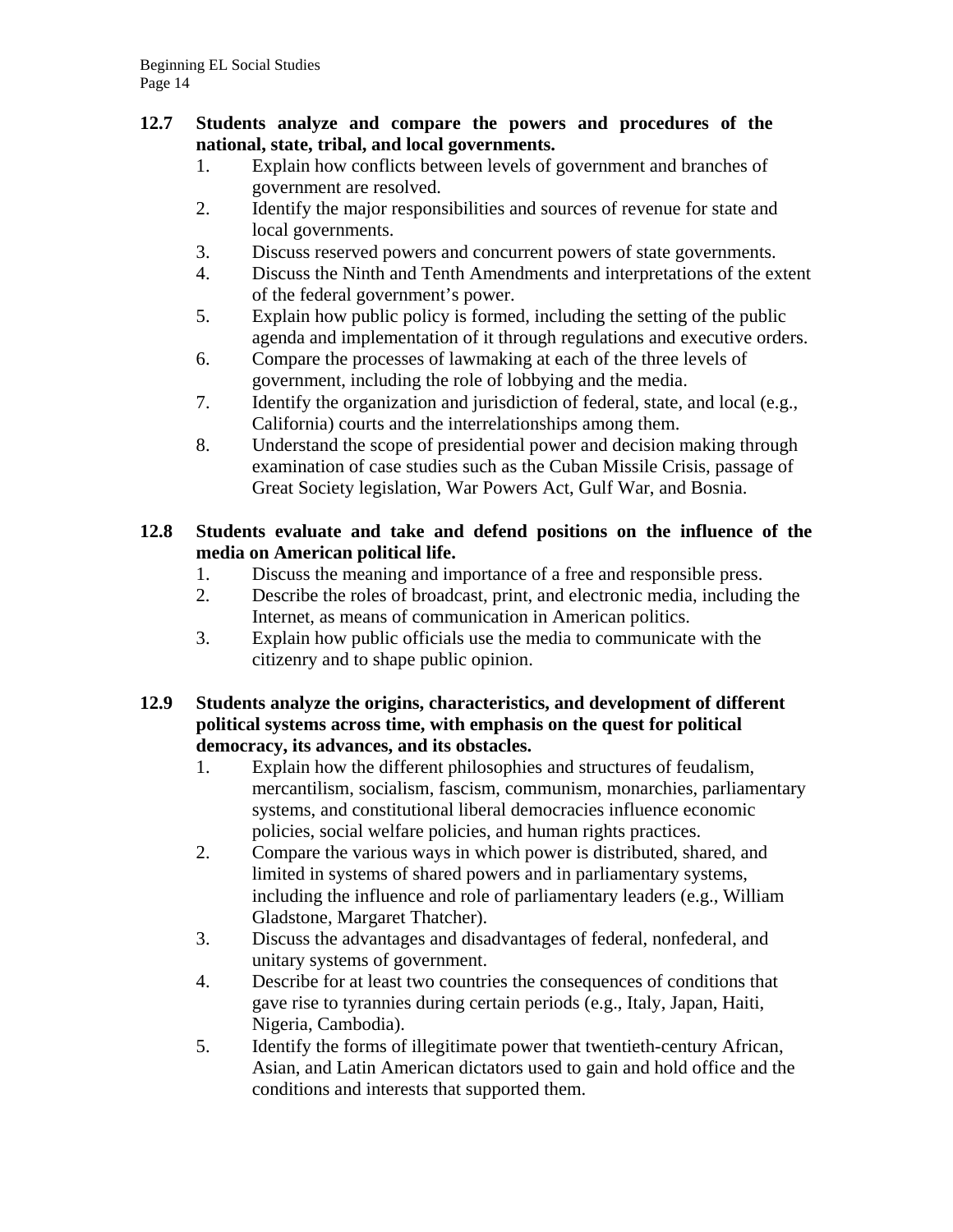**12.7 Students analyze and compare the powers and procedures of the national, state, tribal, and local governments.**

1. Explain how conflicts between levels of government and branches of government are resolved.
2. Identify the major responsibilities and sources of revenue for state and local governments.
3. Discuss reserved powers and concurrent powers of state governments.
4. Discuss the Ninth and Tenth Amendments and interpretations of the extent of the federal government's power.
5. Explain how public policy is formed, including the setting of the public agenda and implementation of it through regulations and executive orders.
6. Compare the processes of lawmaking at each of the three levels of government, including the role of lobbying and the media.
7. Identify the organization and jurisdiction of federal, state, and local (e.g., California) courts and the interrelationships among them.
8. Understand the scope of presidential power and decision making through examination of case studies such as the Cuban Missile Crisis, passage of Great Society legislation, War Powers Act, Gulf War, and Bosnia.

**12.8 Students evaluate and take and defend positions on the influence of the media on American political life.**

1. Discuss the meaning and importance of a free and responsible press.
2. Describe the roles of broadcast, print, and electronic media, including the Internet, as means of communication in American politics.
3. Explain how public officials use the media to communicate with the citizenry and to shape public opinion.

**12.9 Students analyze the origins, characteristics, and development of different political systems across time, with emphasis on the quest for political democracy, its advances, and its obstacles.**

1. Explain how the different philosophies and structures of feudalism, mercantilism, socialism, fascism, communism, monarchies, parliamentary systems, and constitutional liberal democracies influence economic policies, social welfare policies, and human rights practices.
2. Compare the various ways in which power is distributed, shared, and limited in systems of shared powers and in parliamentary systems, including the influence and role of parliamentary leaders (e.g., William Gladstone, Margaret Thatcher).
3. Discuss the advantages and disadvantages of federal, nonfederal, and unitary systems of government.
4. Describe for at least two countries the consequences of conditions that gave rise to tyrannies during certain periods (e.g., Italy, Japan, Haiti, Nigeria, Cambodia).
5. Identify the forms of illegitimate power that twentieth-century African, Asian, and Latin American dictators used to gain and hold office and the conditions and interests that supported them.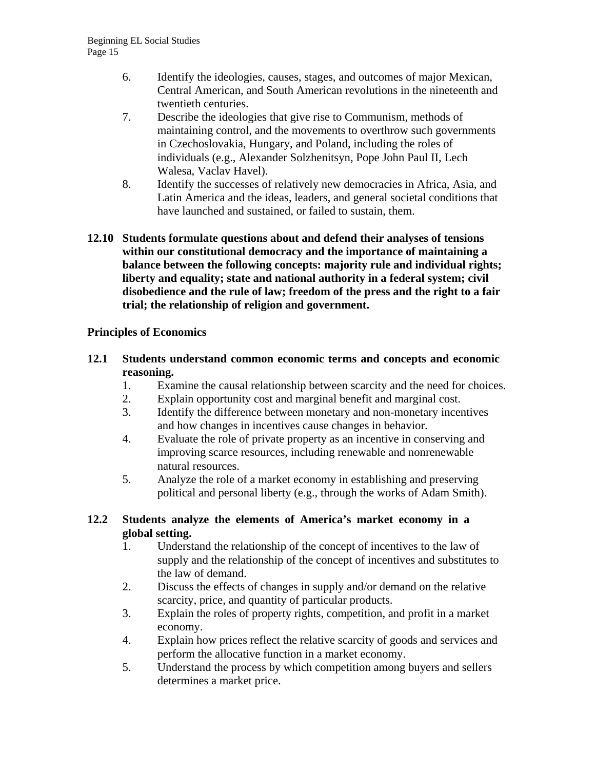6. Identify the ideologies, causes, stages, and outcomes of major Mexican, Central American, and South American revolutions in the nineteenth and twentieth centuries.
7. Describe the ideologies that give rise to Communism, methods of maintaining control, and the movements to overthrow such governments in Czechoslovakia, Hungary, and Poland, including the roles of individuals (e.g., Alexander Solzhenitsyn, Pope John Paul II, Lech Walesa, Vaclav Havel).
8. Identify the successes of relatively new democracies in Africa, Asia, and Latin America and the ideas, leaders, and general societal conditions that have launched and sustained, or failed to sustain, them.

**12.10 Students formulate questions about and defend their analyses of tensions within our constitutional democracy and the importance of maintaining a balance between the following concepts: majority rule and individual rights; liberty and equality; state and national authority in a federal system; civil disobedience and the rule of law; freedom of the press and the right to a fair trial; the relationship of religion and government.**

## Principles of Economics

**12.1 Students understand common economic terms and concepts and economic reasoning.**

1. Examine the causal relationship between scarcity and the need for choices.
2. Explain opportunity cost and marginal benefit and marginal cost.
3. Identify the difference between monetary and non-monetary incentives and how changes in incentives cause changes in behavior.
4. Evaluate the role of private property as an incentive in conserving and improving scarce resources, including renewable and nonrenewable natural resources.
5. Analyze the role of a market economy in establishing and preserving political and personal liberty (e.g., through the works of Adam Smith).

**12.2 Students analyze the elements of America's market economy in a global setting.**

1. Understand the relationship of the concept of incentives to the law of supply and the relationship of the concept of incentives and substitutes to the law of demand.
2. Discuss the effects of changes in supply and/or demand on the relative scarcity, price, and quantity of particular products.
3. Explain the roles of property rights, competition, and profit in a market economy.
4. Explain how prices reflect the relative scarcity of goods and services and perform the allocative function in a market economy.
5. Understand the process by which competition among buyers and sellers determines a market price.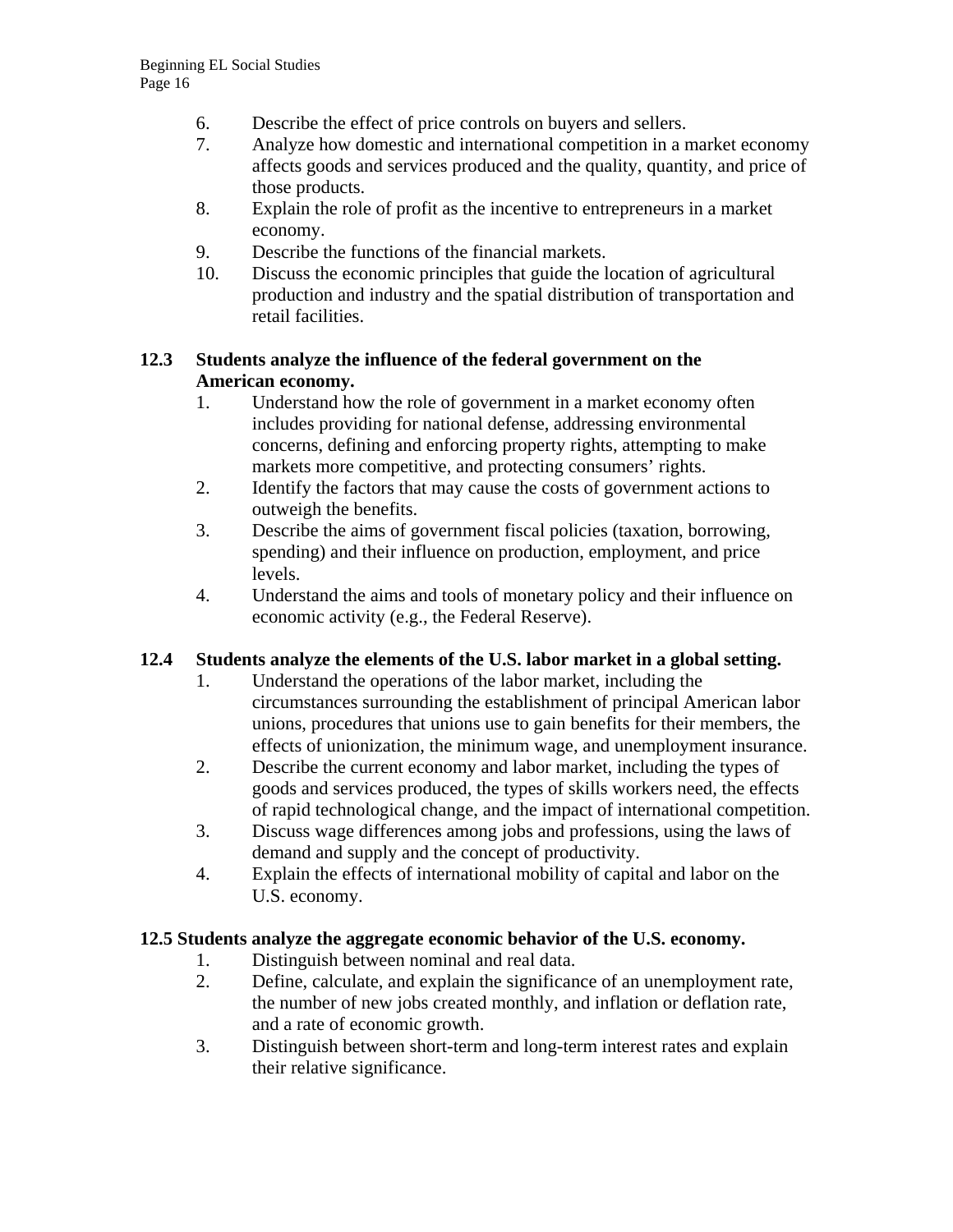6. Describe the effect of price controls on buyers and sellers.
7. Analyze how domestic and international competition in a market economy affects goods and services produced and the quality, quantity, and price of those products.
8. Explain the role of profit as the incentive to entrepreneurs in a market economy.
9. Describe the functions of the financial markets.
10. Discuss the economic principles that guide the location of agricultural production and industry and the spatial distribution of transportation and retail facilities.

**12.3 Students analyze the influence of the federal government on the American economy.**

1. Understand how the role of government in a market economy often includes providing for national defense, addressing environmental concerns, defining and enforcing property rights, attempting to make markets more competitive, and protecting consumers' rights.
2. Identify the factors that may cause the costs of government actions to outweigh the benefits.
3. Describe the aims of government fiscal policies (taxation, borrowing, spending) and their influence on production, employment, and price levels.
4. Understand the aims and tools of monetary policy and their influence on economic activity (e.g., the Federal Reserve).

**12.4 Students analyze the elements of the U.S. labor market in a global setting.**

1. Understand the operations of the labor market, including the circumstances surrounding the establishment of principal American labor unions, procedures that unions use to gain benefits for their members, the effects of unionization, the minimum wage, and unemployment insurance.
2. Describe the current economy and labor market, including the types of goods and services produced, the types of skills workers need, the effects of rapid technological change, and the impact of international competition.
3. Discuss wage differences among jobs and professions, using the laws of demand and supply and the concept of productivity.
4. Explain the effects of international mobility of capital and labor on the U.S. economy.

**12.5 Students analyze the aggregate economic behavior of the U.S. economy.**

1. Distinguish between nominal and real data.
2. Define, calculate, and explain the significance of an unemployment rate, the number of new jobs created monthly, and inflation or deflation rate, and a rate of economic growth.
3. Distinguish between short-term and long-term interest rates and explain their relative significance.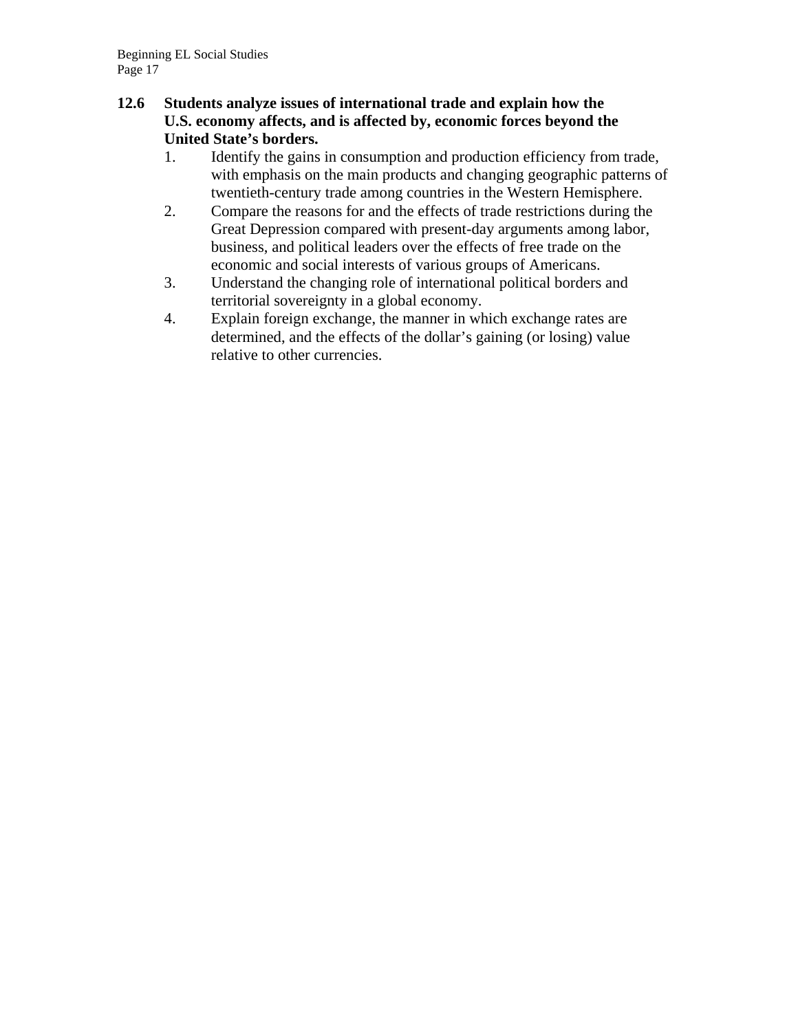**12.6 Students analyze issues of international trade and explain how the U.S. economy affects, and is affected by, economic forces beyond the United State's borders.**

1. Identify the gains in consumption and production efficiency from trade, with emphasis on the main products and changing geographic patterns of twentieth-century trade among countries in the Western Hemisphere.
2. Compare the reasons for and the effects of trade restrictions during the Great Depression compared with present-day arguments among labor, business, and political leaders over the effects of free trade on the economic and social interests of various groups of Americans.
3. Understand the changing role of international political borders and territorial sovereignty in a global economy.
4. Explain foreign exchange, the manner in which exchange rates are determined, and the effects of the dollar's gaining (or losing) value relative to other currencies.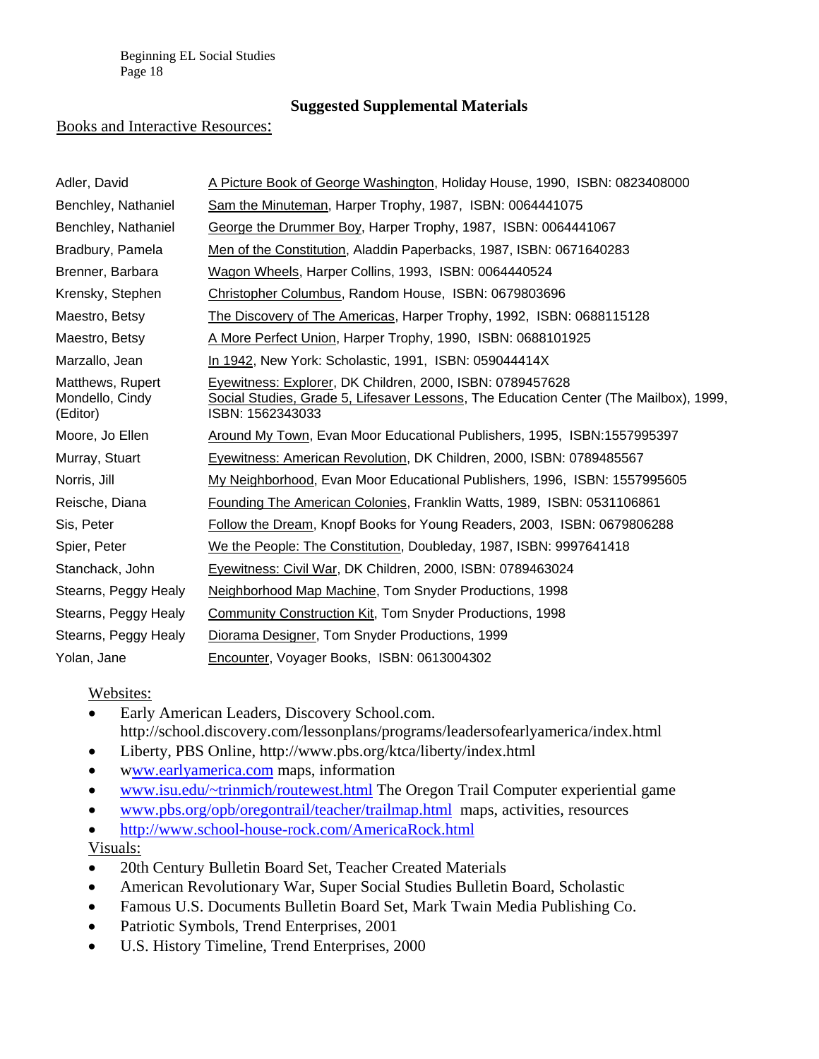## Suggested Supplemental Materials

Books and Interactive Resources:

| | |
|---|---|
| Adler, David | A Picture Book of George Washington, Holiday House, 1990, ISBN: 0823408000 |
| Benchley, Nathaniel | Sam the Minuteman, Harper Trophy, 1987, ISBN: 0064441075 |
| Benchley, Nathaniel | George the Drummer Boy, Harper Trophy, 1987, ISBN: 0064441067 |
| Bradbury, Pamela | Men of the Constitution, Aladdin Paperbacks, 1987, ISBN: 0671640283 |
| Brenner, Barbara | Wagon Wheels, Harper Collins, 1993, ISBN: 0064440524 |
| Krensky, Stephen | Christopher Columbus, Random House, ISBN: 0679803696 |
| Maestro, Betsy | The Discovery of The Americas, Harper Trophy, 1992, ISBN: 0688115128 |
| Maestro, Betsy | A More Perfect Union, Harper Trophy, 1990, ISBN: 0688101925 |
| Marzallo, Jean | In 1942, New York: Scholastic, 1991, ISBN: 059044414X |
| Matthews, Rupert<br>Mondello, Cindy (Editor) | Eyewitness: Explorer, DK Children, 2000, ISBN: 0789457628<br>Social Studies, Grade 5, Lifesaver Lessons, The Education Center (The Mailbox), 1999, ISBN: 1562343033 |
| Moore, Jo Ellen | Around My Town, Evan Moor Educational Publishers, 1995, ISBN:1557995397 |
| Murray, Stuart | Eyewitness: American Revolution, DK Children, 2000, ISBN: 0789485567 |
| Norris, Jill | My Neighborhood, Evan Moor Educational Publishers, 1996, ISBN: 1557995605 |
| Reische, Diana | Founding The American Colonies, Franklin Watts, 1989, ISBN: 0531106861 |
| Sis, Peter | Follow the Dream, Knopf Books for Young Readers, 2003, ISBN: 0679806288 |
| Spier, Peter | We the People: The Constitution, Doubleday, 1987, ISBN: 9997641418 |
| Stanchack, John | Eyewitness: Civil War, DK Children, 2000, ISBN: 0789463024 |
| Stearns, Peggy Healy | Neighborhood Map Machine, Tom Snyder Productions, 1998 |
| Stearns, Peggy Healy | Community Construction Kit, Tom Snyder Productions, 1998 |
| Stearns, Peggy Healy | Diorama Designer, Tom Snyder Productions, 1999 |
| Yolan, Jane | Encounter, Voyager Books, ISBN: 0613004302 |

Websites:

- Early American Leaders, Discovery School.com. http://school.discovery.com/lessonplans/programs/leadersofearlyamerica/index.html
- Liberty, PBS Online, http://www.pbs.org/ktca/liberty/index.html
- www.earlyamerica.com maps, information
- www.isu.edu/~trinmich/routewest.html The Oregon Trail Computer experiential game
- www.pbs.org/opb/oregontrail/teacher/trailmap.html maps, activities, resources
- http://www.school-house-rock.com/AmericaRock.html

Visuals:

- 20th Century Bulletin Board Set, Teacher Created Materials
- American Revolutionary War, Super Social Studies Bulletin Board, Scholastic
- Famous U.S. Documents Bulletin Board Set, Mark Twain Media Publishing Co.
- Patriotic Symbols, Trend Enterprises, 2001
- U.S. History Timeline, Trend Enterprises, 2000